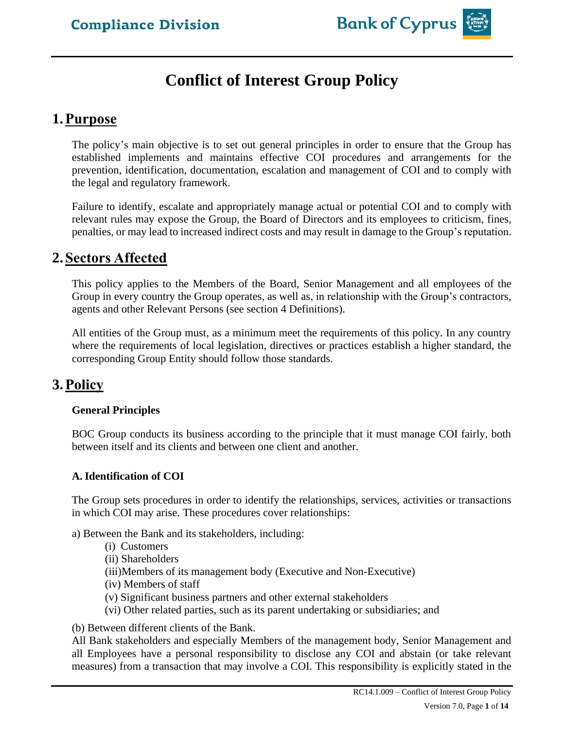# Conflict of Interest Group Policy

## 1. Purpose

The policy's main objective is to set out general principles in order to ensure that the Group has established implements and maintains effective COI procedures and arrangements for the prevention, identification, documentation, escalation and management of COI and to comply with the legal and regulatory framework.

Failure to identify, escalate and appropriately manage actual or potential COI and to comply with relevant rules may expose the Group, the Board of Directors and its employees to criticism, fines, penalties, or may lead to increased indirect costs and may result in damage to the Group's reputation.

## 2. Sectors Affected

This policy applies to the Members of the Board, Senior Management and all employees of the Group in every country the Group operates, as well as, in relationship with the Group's contractors, agents and other Relevant Persons (see section 4 Definitions).

All entities of the Group must, as a minimum meet the requirements of this policy. In any country where the requirements of local legislation, directives or practices establish a higher standard, the corresponding Group Entity should follow those standards.

## 3. Policy

### General Principles

BOC Group conducts its business according to the principle that it must manage COI fairly, both between itself and its clients and between one client and another.

### A. Identification of COI

The Group sets procedures in order to identify the relationships, services, activities or transactions in which COI may arise. These procedures cover relationships:

a) Between the Bank and its stakeholders, including:

- (i) Customers
- (ii) Shareholders
- (iii) Members of its management body (Executive and Non-Executive)
- (iv) Members of staff
- (v) Significant business partners and other external stakeholders
- (vi) Other related parties, such as its parent undertaking or subsidiaries; and

(b) Between different clients of the Bank.

All Bank stakeholders and especially Members of the management body, Senior Management and all Employees have a personal responsibility to disclose any COI and abstain (or take relevant measures) from a transaction that may involve a COI. This responsibility is explicitly stated in the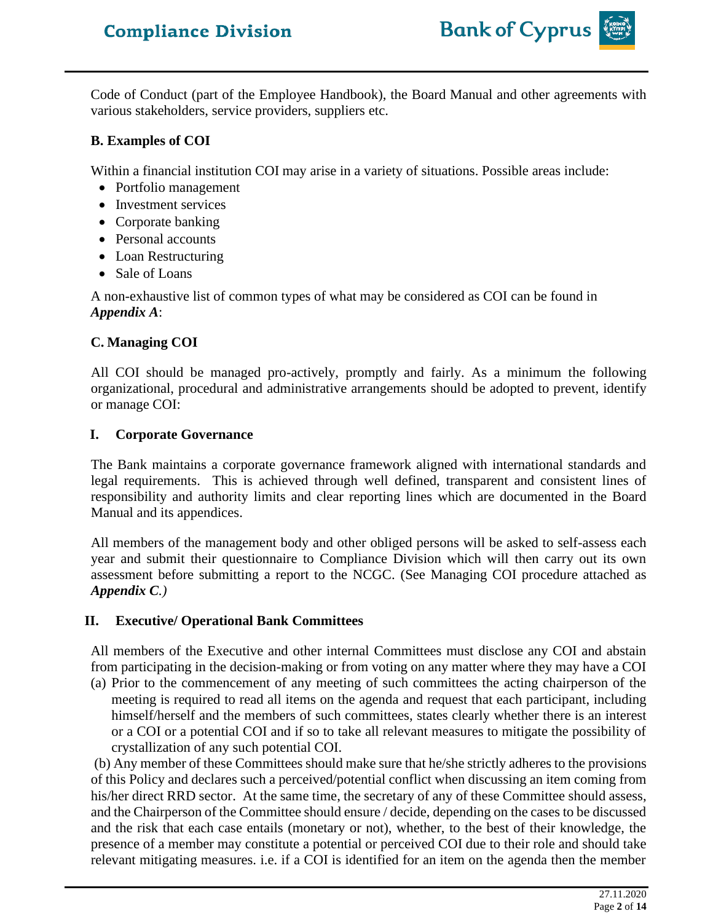Code of Conduct (part of the Employee Handbook), the Board Manual and other agreements with various stakeholders, service providers, suppliers etc.

### B. Examples of COI

Within a financial institution COI may arise in a variety of situations. Possible areas include:

- Portfolio management
- Investment services
- Corporate banking
- Personal accounts
- Loan Restructuring
- Sale of Loans

A non-exhaustive list of common types of what may be considered as COI can be found in ***Appendix A***:

### C. Managing COI

All COI should be managed pro-actively, promptly and fairly. As a minimum the following organizational, procedural and administrative arrangements should be adopted to prevent, identify or manage COI:

#### I. Corporate Governance

The Bank maintains a corporate governance framework aligned with international standards and legal requirements. This is achieved through well defined, transparent and consistent lines of responsibility and authority limits and clear reporting lines which are documented in the Board Manual and its appendices.

All members of the management body and other obliged persons will be asked to self-assess each year and submit their questionnaire to Compliance Division which will then carry out its own assessment before submitting a report to the NCGC. (See Managing COI procedure attached as ***Appendix C****.)*

#### II. Executive/ Operational Bank Committees

All members of the Executive and other internal Committees must disclose any COI and abstain from participating in the decision-making or from voting on any matter where they may have a COI

(a) Prior to the commencement of any meeting of such committees the acting chairperson of the meeting is required to read all items on the agenda and request that each participant, including himself/herself and the members of such committees, states clearly whether there is an interest or a COI or a potential COI and if so to take all relevant measures to mitigate the possibility of crystallization of any such potential COI.

(b) Any member of these Committees should make sure that he/she strictly adheres to the provisions of this Policy and declares such a perceived/potential conflict when discussing an item coming from his/her direct RRD sector. At the same time, the secretary of any of these Committee should assess, and the Chairperson of the Committee should ensure / decide, depending on the cases to be discussed and the risk that each case entails (monetary or not), whether, to the best of their knowledge, the presence of a member may constitute a potential or perceived COI due to their role and should take relevant mitigating measures. i.e. if a COI is identified for an item on the agenda then the member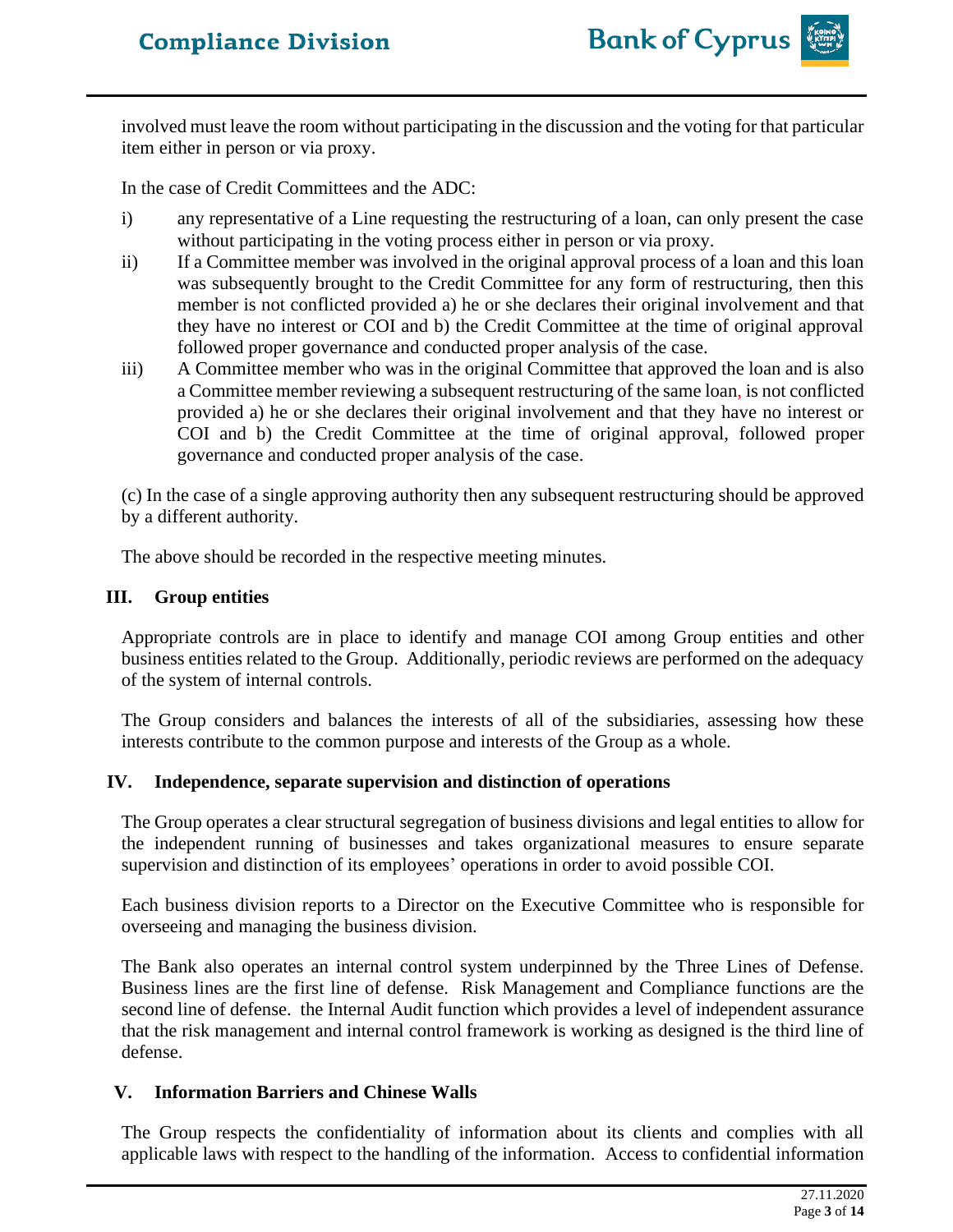involved must leave the room without participating in the discussion and the voting for that particular item either in person or via proxy.

In the case of Credit Committees and the ADC:

i) any representative of a Line requesting the restructuring of a loan, can only present the case without participating in the voting process either in person or via proxy.

ii) If a Committee member was involved in the original approval process of a loan and this loan was subsequently brought to the Credit Committee for any form of restructuring, then this member is not conflicted provided a) he or she declares their original involvement and that they have no interest or COI and b) the Credit Committee at the time of original approval followed proper governance and conducted proper analysis of the case.

iii) A Committee member who was in the original Committee that approved the loan and is also a Committee member reviewing a subsequent restructuring of the same loan, is not conflicted provided a) he or she declares their original involvement and that they have no interest or COI and b) the Credit Committee at the time of original approval, followed proper governance and conducted proper analysis of the case.

(c) In the case of a single approving authority then any subsequent restructuring should be approved by a different authority.

The above should be recorded in the respective meeting minutes.

### III. Group entities

Appropriate controls are in place to identify and manage COI among Group entities and other business entities related to the Group. Additionally, periodic reviews are performed on the adequacy of the system of internal controls.

The Group considers and balances the interests of all of the subsidiaries, assessing how these interests contribute to the common purpose and interests of the Group as a whole.

### IV. Independence, separate supervision and distinction of operations

The Group operates a clear structural segregation of business divisions and legal entities to allow for the independent running of businesses and takes organizational measures to ensure separate supervision and distinction of its employees' operations in order to avoid possible COI.

Each business division reports to a Director on the Executive Committee who is responsible for overseeing and managing the business division.

The Bank also operates an internal control system underpinned by the Three Lines of Defense. Business lines are the first line of defense. Risk Management and Compliance functions are the second line of defense. the Internal Audit function which provides a level of independent assurance that the risk management and internal control framework is working as designed is the third line of defense.

### V. Information Barriers and Chinese Walls

The Group respects the confidentiality of information about its clients and complies with all applicable laws with respect to the handling of the information. Access to confidential information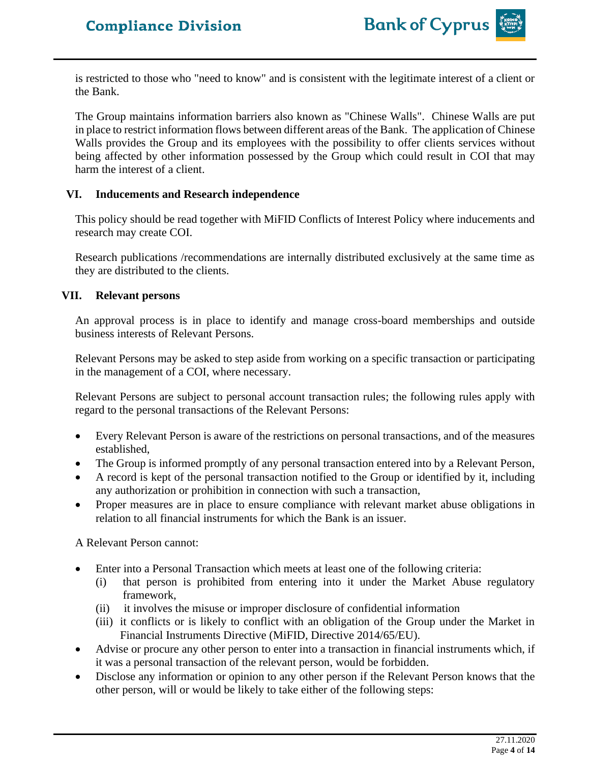is restricted to those who "need to know" and is consistent with the legitimate interest of a client or the Bank.

The Group maintains information barriers also known as "Chinese Walls". Chinese Walls are put in place to restrict information flows between different areas of the Bank. The application of Chinese Walls provides the Group and its employees with the possibility to offer clients services without being affected by other information possessed by the Group which could result in COI that may harm the interest of a client.

## VI. Inducements and Research independence

This policy should be read together with MiFID Conflicts of Interest Policy where inducements and research may create COI.

Research publications /recommendations are internally distributed exclusively at the same time as they are distributed to the clients.

## VII. Relevant persons

An approval process is in place to identify and manage cross-board memberships and outside business interests of Relevant Persons.

Relevant Persons may be asked to step aside from working on a specific transaction or participating in the management of a COI, where necessary.

Relevant Persons are subject to personal account transaction rules; the following rules apply with regard to the personal transactions of the Relevant Persons:

- Every Relevant Person is aware of the restrictions on personal transactions, and of the measures established,
- The Group is informed promptly of any personal transaction entered into by a Relevant Person,
- A record is kept of the personal transaction notified to the Group or identified by it, including any authorization or prohibition in connection with such a transaction,
- Proper measures are in place to ensure compliance with relevant market abuse obligations in relation to all financial instruments for which the Bank is an issuer.

A Relevant Person cannot:

- Enter into a Personal Transaction which meets at least one of the following criteria:
  - (i) that person is prohibited from entering into it under the Market Abuse regulatory framework,
  - (ii) it involves the misuse or improper disclosure of confidential information
  - (iii) it conflicts or is likely to conflict with an obligation of the Group under the Market in Financial Instruments Directive (MiFID, Directive 2014/65/EU).
- Advise or procure any other person to enter into a transaction in financial instruments which, if it was a personal transaction of the relevant person, would be forbidden.
- Disclose any information or opinion to any other person if the Relevant Person knows that the other person, will or would be likely to take either of the following steps: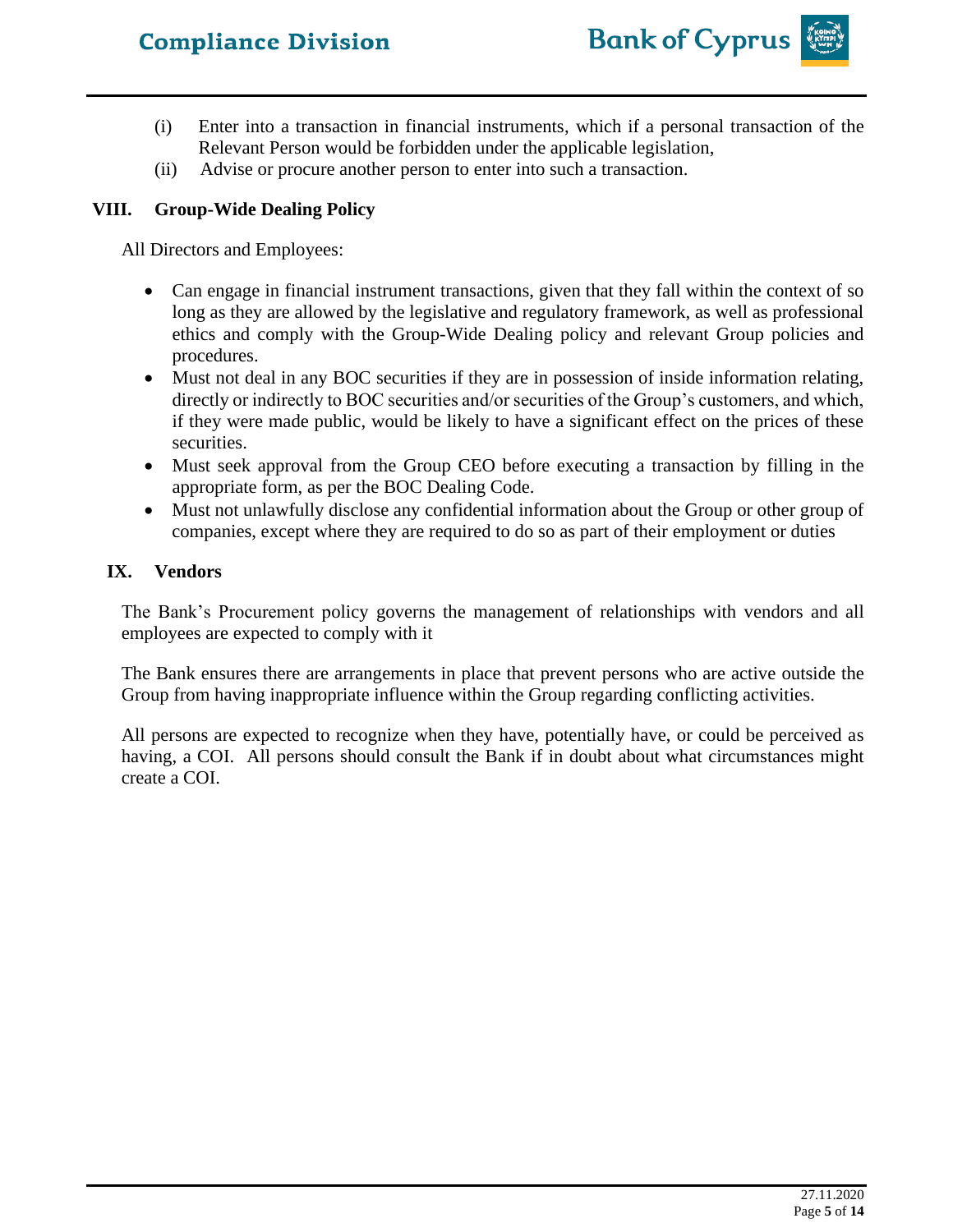(i) Enter into a transaction in financial instruments, which if a personal transaction of the Relevant Person would be forbidden under the applicable legislation,

(ii) Advise or procure another person to enter into such a transaction.

## VIII. Group-Wide Dealing Policy

All Directors and Employees:

- Can engage in financial instrument transactions, given that they fall within the context of so long as they are allowed by the legislative and regulatory framework, as well as professional ethics and comply with the Group-Wide Dealing policy and relevant Group policies and procedures.
- Must not deal in any BOC securities if they are in possession of inside information relating, directly or indirectly to BOC securities and/or securities of the Group's customers, and which, if they were made public, would be likely to have a significant effect on the prices of these securities.
- Must seek approval from the Group CEO before executing a transaction by filling in the appropriate form, as per the BOC Dealing Code.
- Must not unlawfully disclose any confidential information about the Group or other group of companies, except where they are required to do so as part of their employment or duties

## IX. Vendors

The Bank's Procurement policy governs the management of relationships with vendors and all employees are expected to comply with it

The Bank ensures there are arrangements in place that prevent persons who are active outside the Group from having inappropriate influence within the Group regarding conflicting activities.

All persons are expected to recognize when they have, potentially have, or could be perceived as having, a COI. All persons should consult the Bank if in doubt about what circumstances might create a COI.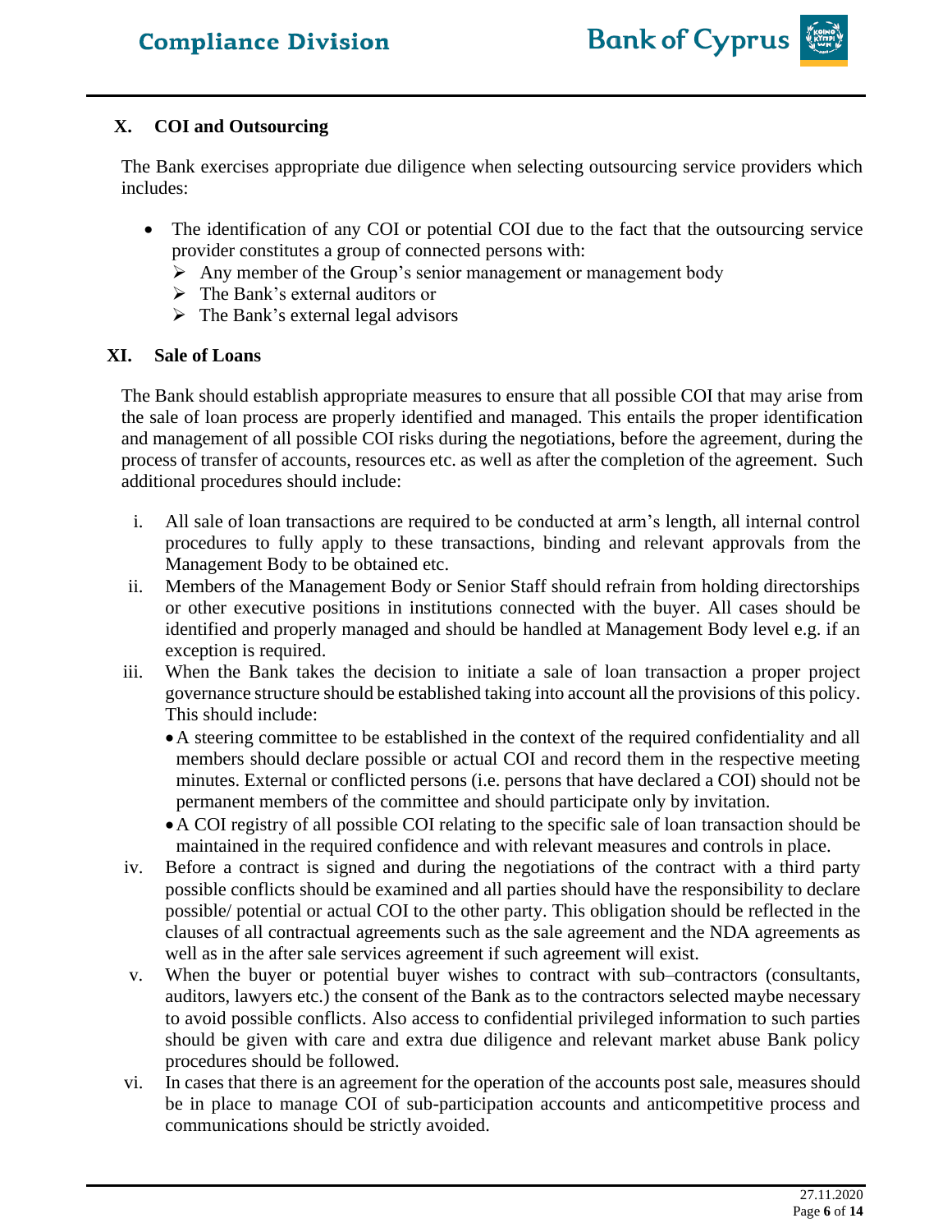## X. COI and Outsourcing

The Bank exercises appropriate due diligence when selecting outsourcing service providers which includes:

- The identification of any COI or potential COI due to the fact that the outsourcing service provider constitutes a group of connected persons with:
  - Any member of the Group's senior management or management body
  - The Bank's external auditors or
  - The Bank's external legal advisors

## XI. Sale of Loans

The Bank should establish appropriate measures to ensure that all possible COI that may arise from the sale of loan process are properly identified and managed. This entails the proper identification and management of all possible COI risks during the negotiations, before the agreement, during the process of transfer of accounts, resources etc. as well as after the completion of the agreement. Such additional procedures should include:

i. All sale of loan transactions are required to be conducted at arm's length, all internal control procedures to fully apply to these transactions, binding and relevant approvals from the Management Body to be obtained etc.

ii. Members of the Management Body or Senior Staff should refrain from holding directorships or other executive positions in institutions connected with the buyer. All cases should be identified and properly managed and should be handled at Management Body level e.g. if an exception is required.

iii. When the Bank takes the decision to initiate a sale of loan transaction a proper project governance structure should be established taking into account all the provisions of this policy. This should include:
   - A steering committee to be established in the context of the required confidentiality and all members should declare possible or actual COI and record them in the respective meeting minutes. External or conflicted persons (i.e. persons that have declared a COI) should not be permanent members of the committee and should participate only by invitation.
   - A COI registry of all possible COI relating to the specific sale of loan transaction should be maintained in the required confidence and with relevant measures and controls in place.

iv. Before a contract is signed and during the negotiations of the contract with a third party possible conflicts should be examined and all parties should have the responsibility to declare possible/ potential or actual COI to the other party. This obligation should be reflected in the clauses of all contractual agreements such as the sale agreement and the NDA agreements as well as in the after sale services agreement if such agreement will exist.

v. When the buyer or potential buyer wishes to contract with sub–contractors (consultants, auditors, lawyers etc.) the consent of the Bank as to the contractors selected maybe necessary to avoid possible conflicts. Also access to confidential privileged information to such parties should be given with care and extra due diligence and relevant market abuse Bank policy procedures should be followed.

vi. In cases that there is an agreement for the operation of the accounts post sale, measures should be in place to manage COI of sub-participation accounts and anticompetitive process and communications should be strictly avoided.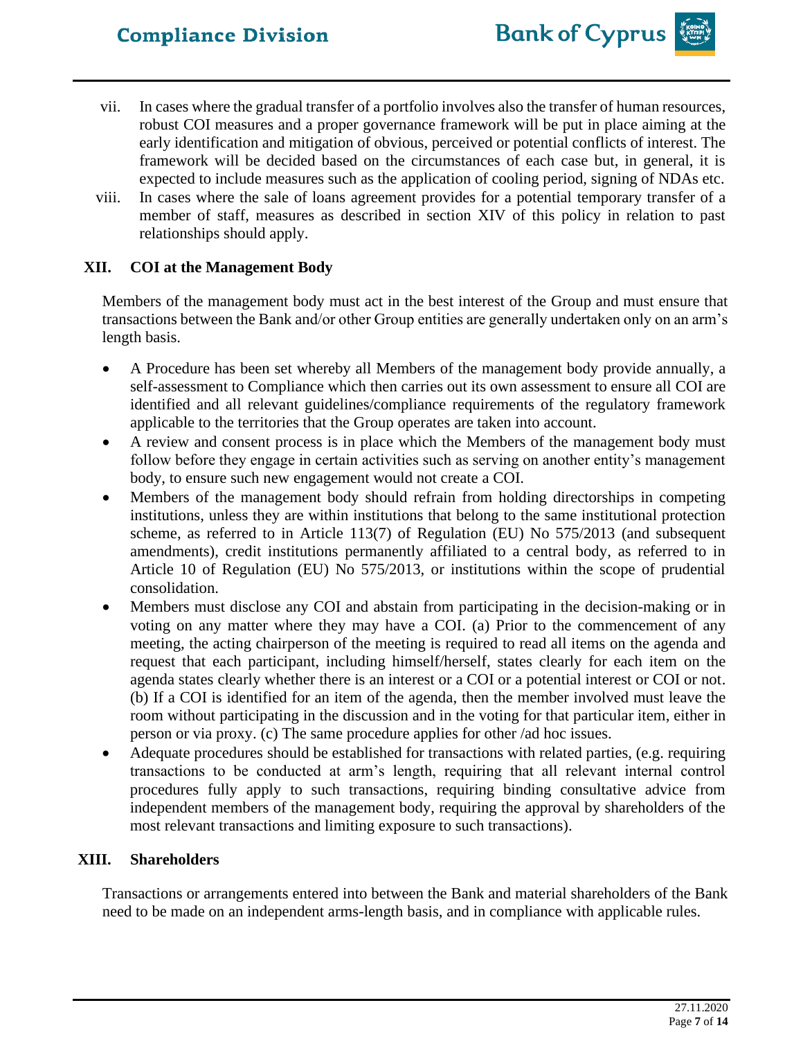vii. In cases where the gradual transfer of a portfolio involves also the transfer of human resources, robust COI measures and a proper governance framework will be put in place aiming at the early identification and mitigation of obvious, perceived or potential conflicts of interest. The framework will be decided based on the circumstances of each case but, in general, it is expected to include measures such as the application of cooling period, signing of NDAs etc.

viii. In cases where the sale of loans agreement provides for a potential temporary transfer of a member of staff, measures as described in section XIV of this policy in relation to past relationships should apply.

## XII. COI at the Management Body

Members of the management body must act in the best interest of the Group and must ensure that transactions between the Bank and/or other Group entities are generally undertaken only on an arm's length basis.

- A Procedure has been set whereby all Members of the management body provide annually, a self-assessment to Compliance which then carries out its own assessment to ensure all COI are identified and all relevant guidelines/compliance requirements of the regulatory framework applicable to the territories that the Group operates are taken into account.
- A review and consent process is in place which the Members of the management body must follow before they engage in certain activities such as serving on another entity's management body, to ensure such new engagement would not create a COI.
- Members of the management body should refrain from holding directorships in competing institutions, unless they are within institutions that belong to the same institutional protection scheme, as referred to in Article 113(7) of Regulation (EU) No 575/2013 (and subsequent amendments), credit institutions permanently affiliated to a central body, as referred to in Article 10 of Regulation (EU) No 575/2013, or institutions within the scope of prudential consolidation.
- Members must disclose any COI and abstain from participating in the decision-making or in voting on any matter where they may have a COI. (a) Prior to the commencement of any meeting, the acting chairperson of the meeting is required to read all items on the agenda and request that each participant, including himself/herself, states clearly for each item on the agenda states clearly whether there is an interest or a COI or a potential interest or COI or not. (b) If a COI is identified for an item of the agenda, then the member involved must leave the room without participating in the discussion and in the voting for that particular item, either in person or via proxy. (c) The same procedure applies for other /ad hoc issues.
- Adequate procedures should be established for transactions with related parties, (e.g. requiring transactions to be conducted at arm's length, requiring that all relevant internal control procedures fully apply to such transactions, requiring binding consultative advice from independent members of the management body, requiring the approval by shareholders of the most relevant transactions and limiting exposure to such transactions).

## XIII. Shareholders

Transactions or arrangements entered into between the Bank and material shareholders of the Bank need to be made on an independent arms-length basis, and in compliance with applicable rules.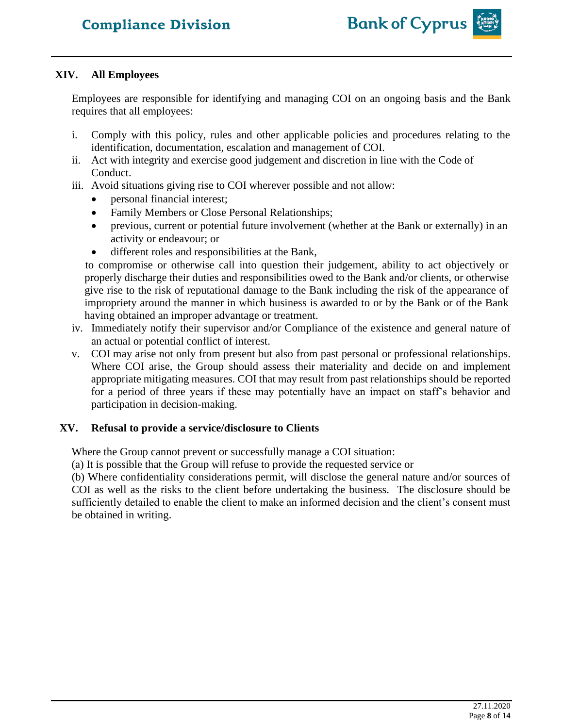## XIV. All Employees

Employees are responsible for identifying and managing COI on an ongoing basis and the Bank requires that all employees:

i. Comply with this policy, rules and other applicable policies and procedures relating to the identification, documentation, escalation and management of COI.
ii. Act with integrity and exercise good judgement and discretion in line with the Code of Conduct.
iii. Avoid situations giving rise to COI wherever possible and not allow:
   - personal financial interest;
   - Family Members or Close Personal Relationships;
   - previous, current or potential future involvement (whether at the Bank or externally) in an activity or endeavour; or
   - different roles and responsibilities at the Bank,

   to compromise or otherwise call into question their judgement, ability to act objectively or properly discharge their duties and responsibilities owed to the Bank and/or clients, or otherwise give rise to the risk of reputational damage to the Bank including the risk of the appearance of impropriety around the manner in which business is awarded to or by the Bank or of the Bank having obtained an improper advantage or treatment.
iv. Immediately notify their supervisor and/or Compliance of the existence and general nature of an actual or potential conflict of interest.
v. COI may arise not only from present but also from past personal or professional relationships. Where COI arise, the Group should assess their materiality and decide on and implement appropriate mitigating measures. COI that may result from past relationships should be reported for a period of three years if these may potentially have an impact on staff's behavior and participation in decision-making.

## XV. Refusal to provide a service/disclosure to Clients

Where the Group cannot prevent or successfully manage a COI situation:

(a) It is possible that the Group will refuse to provide the requested service or

(b) Where confidentiality considerations permit, will disclose the general nature and/or sources of COI as well as the risks to the client before undertaking the business. The disclosure should be sufficiently detailed to enable the client to make an informed decision and the client's consent must be obtained in writing.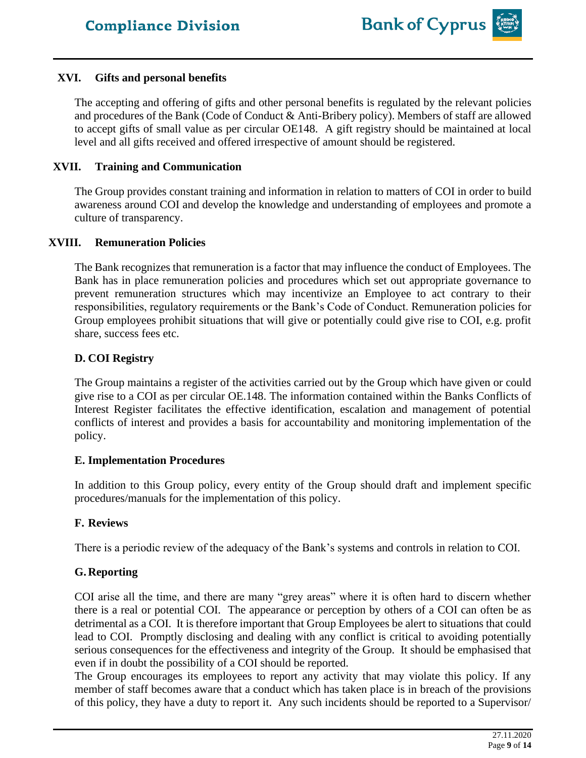### XVI. Gifts and personal benefits

The accepting and offering of gifts and other personal benefits is regulated by the relevant policies and procedures of the Bank (Code of Conduct & Anti-Bribery policy). Members of staff are allowed to accept gifts of small value as per circular OE148. A gift registry should be maintained at local level and all gifts received and offered irrespective of amount should be registered.

### XVII. Training and Communication

The Group provides constant training and information in relation to matters of COI in order to build awareness around COI and develop the knowledge and understanding of employees and promote a culture of transparency.

### XVIII. Remuneration Policies

The Bank recognizes that remuneration is a factor that may influence the conduct of Employees. The Bank has in place remuneration policies and procedures which set out appropriate governance to prevent remuneration structures which may incentivize an Employee to act contrary to their responsibilities, regulatory requirements or the Bank's Code of Conduct. Remuneration policies for Group employees prohibit situations that will give or potentially could give rise to COI, e.g. profit share, success fees etc.

## D. COI Registry

The Group maintains a register of the activities carried out by the Group which have given or could give rise to a COI as per circular OE.148. The information contained within the Banks Conflicts of Interest Register facilitates the effective identification, escalation and management of potential conflicts of interest and provides a basis for accountability and monitoring implementation of the policy.

## E. Implementation Procedures

In addition to this Group policy, every entity of the Group should draft and implement specific procedures/manuals for the implementation of this policy.

## F. Reviews

There is a periodic review of the adequacy of the Bank's systems and controls in relation to COI.

## G. Reporting

COI arise all the time, and there are many "grey areas" where it is often hard to discern whether there is a real or potential COI. The appearance or perception by others of a COI can often be as detrimental as a COI. It is therefore important that Group Employees be alert to situations that could lead to COI. Promptly disclosing and dealing with any conflict is critical to avoiding potentially serious consequences for the effectiveness and integrity of the Group. It should be emphasised that even if in doubt the possibility of a COI should be reported.

The Group encourages its employees to report any activity that may violate this policy. If any member of staff becomes aware that a conduct which has taken place is in breach of the provisions of this policy, they have a duty to report it. Any such incidents should be reported to a Supervisor/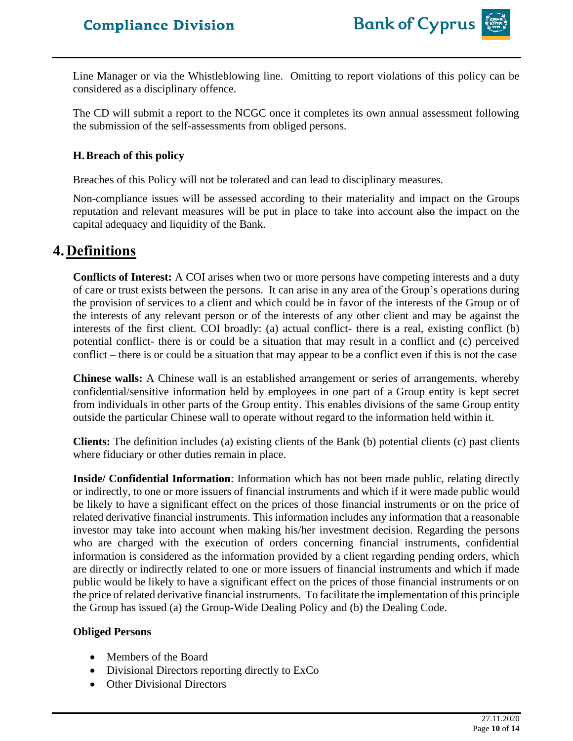Line Manager or via the Whistleblowing line. Omitting to report violations of this policy can be considered as a disciplinary offence.

The CD will submit a report to the NCGC once it completes its own annual assessment following the submission of the self-assessments from obliged persons.

### H. Breach of this policy

Breaches of this Policy will not be tolerated and can lead to disciplinary measures.

Non-compliance issues will be assessed according to their materiality and impact on the Groups reputation and relevant measures will be put in place to take into account ~~also~~ the impact on the capital adequacy and liquidity of the Bank.

## 4. Definitions

**Conflicts of Interest:** A COI arises when two or more persons have competing interests and a duty of care or trust exists between the persons. It can arise in any area of the Group's operations during the provision of services to a client and which could be in favor of the interests of the Group or of the interests of any relevant person or of the interests of any other client and may be against the interests of the first client. COI broadly: (a) actual conflict- there is a real, existing conflict (b) potential conflict- there is or could be a situation that may result in a conflict and (c) perceived conflict – there is or could be a situation that may appear to be a conflict even if this is not the case

**Chinese walls:** A Chinese wall is an established arrangement or series of arrangements, whereby confidential/sensitive information held by employees in one part of a Group entity is kept secret from individuals in other parts of the Group entity. This enables divisions of the same Group entity outside the particular Chinese wall to operate without regard to the information held within it.

**Clients:** The definition includes (a) existing clients of the Bank (b) potential clients (c) past clients where fiduciary or other duties remain in place.

**Inside/ Confidential Information**: Information which has not been made public, relating directly or indirectly, to one or more issuers of financial instruments and which if it were made public would be likely to have a significant effect on the prices of those financial instruments or on the price of related derivative financial instruments. This information includes any information that a reasonable investor may take into account when making his/her investment decision. Regarding the persons who are charged with the execution of orders concerning financial instruments, confidential information is considered as the information provided by a client regarding pending orders, which are directly or indirectly related to one or more issuers of financial instruments and which if made public would be likely to have a significant effect on the prices of those financial instruments or on the price of related derivative financial instruments. To facilitate the implementation of this principle the Group has issued (a) the Group-Wide Dealing Policy and (b) the Dealing Code.

**Obliged Persons**

- Members of the Board
- Divisional Directors reporting directly to ExCo
- Other Divisional Directors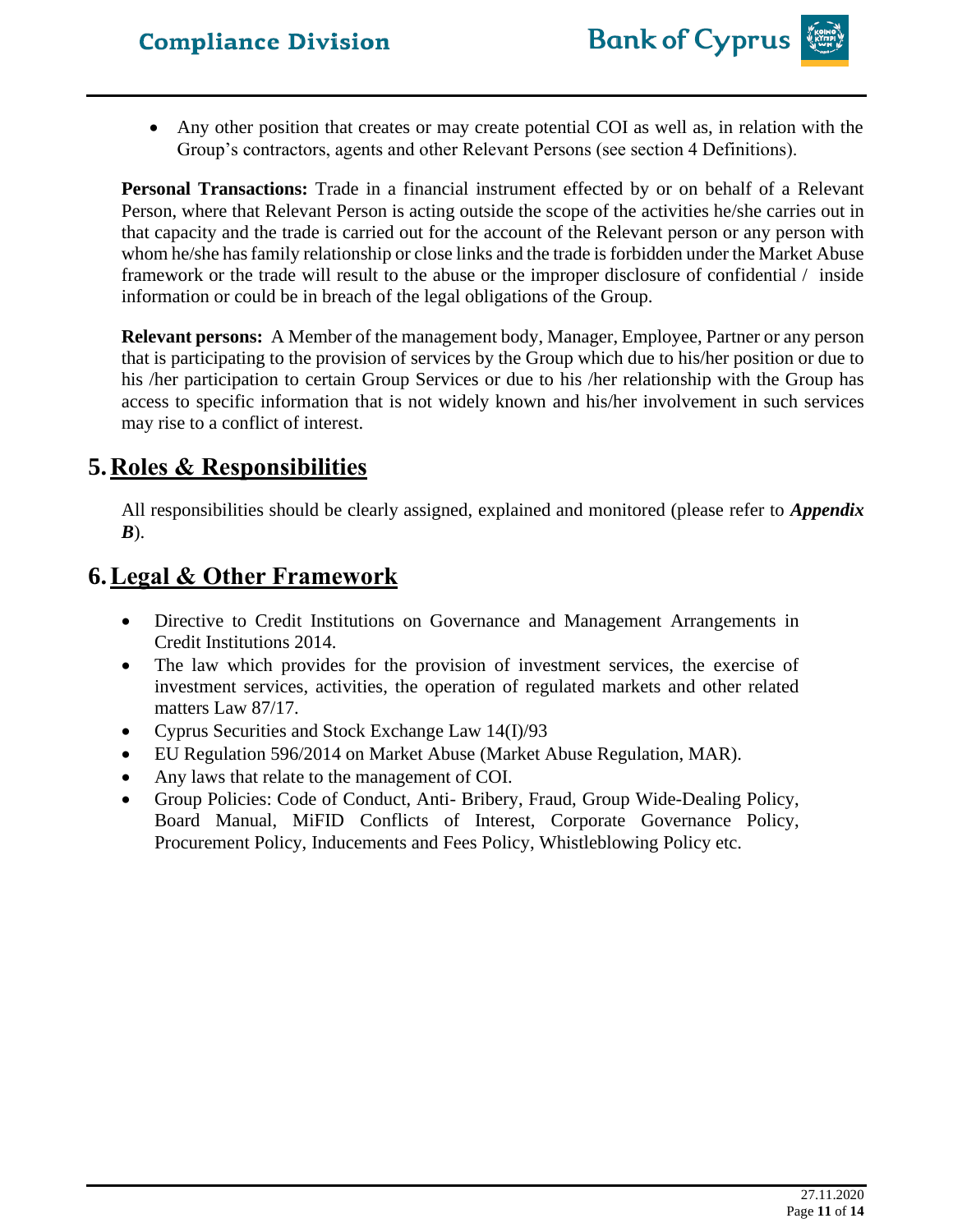- Any other position that creates or may create potential COI as well as, in relation with the Group's contractors, agents and other Relevant Persons (see section 4 Definitions).

**Personal Transactions:** Trade in a financial instrument effected by or on behalf of a Relevant Person, where that Relevant Person is acting outside the scope of the activities he/she carries out in that capacity and the trade is carried out for the account of the Relevant person or any person with whom he/she has family relationship or close links and the trade is forbidden under the Market Abuse framework or the trade will result to the abuse or the improper disclosure of confidential / inside information or could be in breach of the legal obligations of the Group.

**Relevant persons:** A Member of the management body, Manager, Employee, Partner or any person that is participating to the provision of services by the Group which due to his/her position or due to his /her participation to certain Group Services or due to his /her relationship with the Group has access to specific information that is not widely known and his/her involvement in such services may rise to a conflict of interest.

## 5. Roles & Responsibilities

All responsibilities should be clearly assigned, explained and monitored (please refer to ***Appendix B***).

## 6. Legal & Other Framework

- Directive to Credit Institutions on Governance and Management Arrangements in Credit Institutions 2014.
- The law which provides for the provision of investment services, the exercise of investment services, activities, the operation of regulated markets and other related matters Law 87/17.
- Cyprus Securities and Stock Exchange Law 14(I)/93
- EU Regulation 596/2014 on Market Abuse (Market Abuse Regulation, MAR).
- Any laws that relate to the management of COI.
- Group Policies: Code of Conduct, Anti- Bribery, Fraud, Group Wide-Dealing Policy, Board Manual, MiFID Conflicts of Interest, Corporate Governance Policy, Procurement Policy, Inducements and Fees Policy, Whistleblowing Policy etc.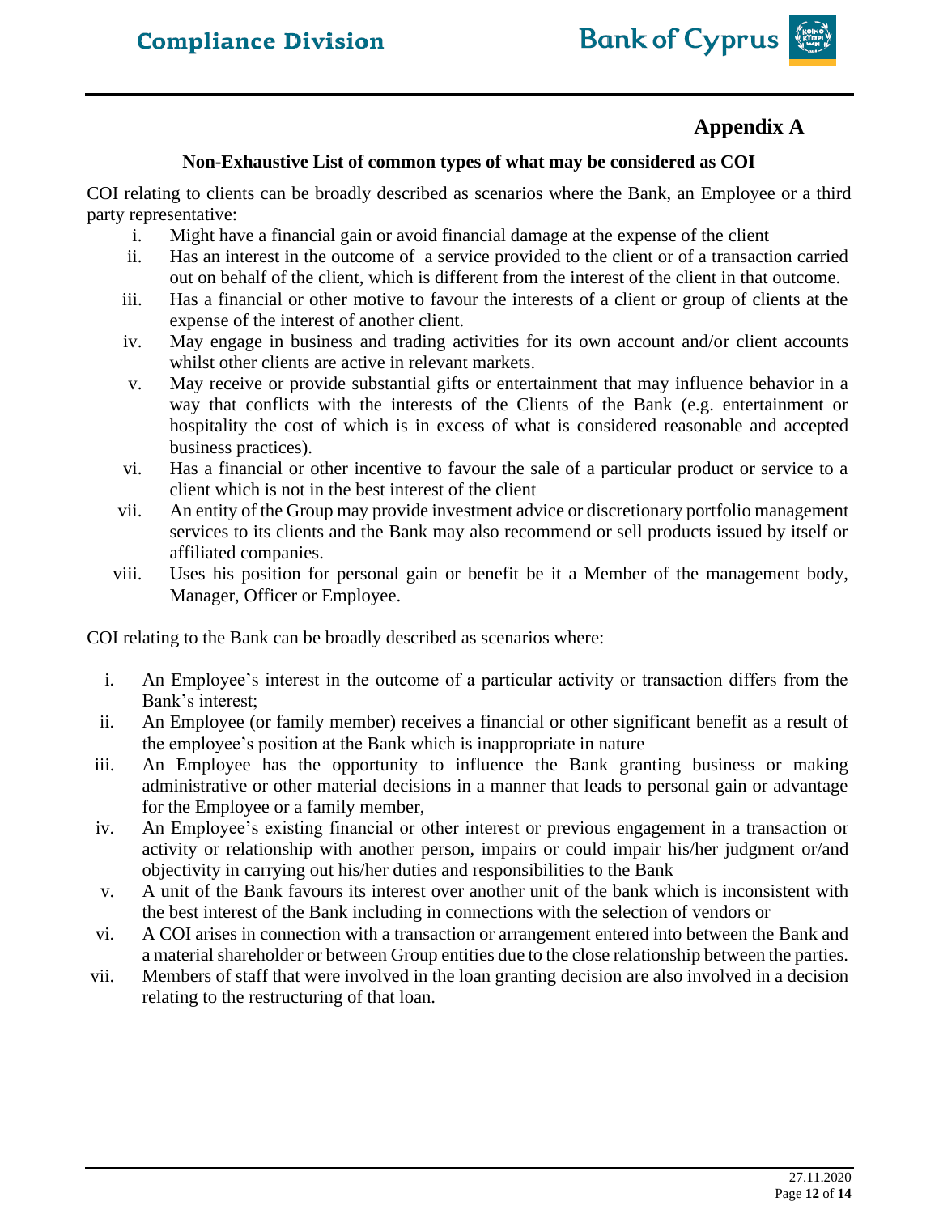# Appendix A

### Non-Exhaustive List of common types of what may be considered as COI

COI relating to clients can be broadly described as scenarios where the Bank, an Employee or a third party representative:

i. Might have a financial gain or avoid financial damage at the expense of the client
ii. Has an interest in the outcome of a service provided to the client or of a transaction carried out on behalf of the client, which is different from the interest of the client in that outcome.
iii. Has a financial or other motive to favour the interests of a client or group of clients at the expense of the interest of another client.
iv. May engage in business and trading activities for its own account and/or client accounts whilst other clients are active in relevant markets.
v. May receive or provide substantial gifts or entertainment that may influence behavior in a way that conflicts with the interests of the Clients of the Bank (e.g. entertainment or hospitality the cost of which is in excess of what is considered reasonable and accepted business practices).
vi. Has a financial or other incentive to favour the sale of a particular product or service to a client which is not in the best interest of the client
vii. An entity of the Group may provide investment advice or discretionary portfolio management services to its clients and the Bank may also recommend or sell products issued by itself or affiliated companies.
viii. Uses his position for personal gain or benefit be it a Member of the management body, Manager, Officer or Employee.

COI relating to the Bank can be broadly described as scenarios where:

i. An Employee's interest in the outcome of a particular activity or transaction differs from the Bank's interest;
ii. An Employee (or family member) receives a financial or other significant benefit as a result of the employee's position at the Bank which is inappropriate in nature
iii. An Employee has the opportunity to influence the Bank granting business or making administrative or other material decisions in a manner that leads to personal gain or advantage for the Employee or a family member,
iv. An Employee's existing financial or other interest or previous engagement in a transaction or activity or relationship with another person, impairs or could impair his/her judgment or/and objectivity in carrying out his/her duties and responsibilities to the Bank
v. A unit of the Bank favours its interest over another unit of the bank which is inconsistent with the best interest of the Bank including in connections with the selection of vendors or
vi. A COI arises in connection with a transaction or arrangement entered into between the Bank and a material shareholder or between Group entities due to the close relationship between the parties.
vii. Members of staff that were involved in the loan granting decision are also involved in a decision relating to the restructuring of that loan.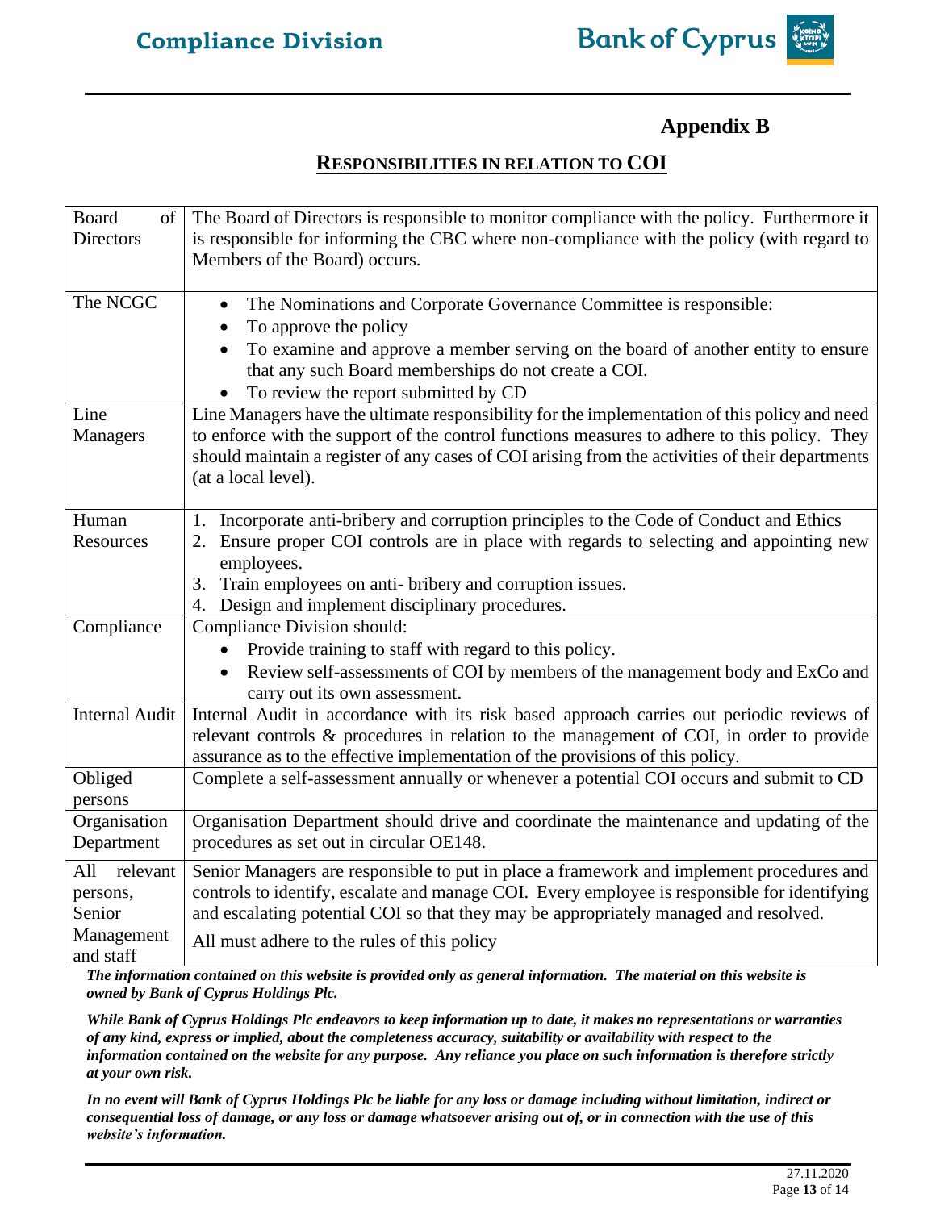## Appendix B

### RESPONSIBILITIES IN RELATION TO COI

| | |
|---|---|
| Board of Directors | The Board of Directors is responsible to monitor compliance with the policy. Furthermore it is responsible for informing the CBC where non-compliance with the policy (with regard to Members of the Board) occurs. |
| The NCGC | • The Nominations and Corporate Governance Committee is responsible:<br>• To approve the policy<br>• To examine and approve a member serving on the board of another entity to ensure that any such Board memberships do not create a COI.<br>• To review the report submitted by CD |
| Line Managers | Line Managers have the ultimate responsibility for the implementation of this policy and need to enforce with the support of the control functions measures to adhere to this policy. They should maintain a register of any cases of COI arising from the activities of their departments (at a local level). |
| Human Resources | 1. Incorporate anti-bribery and corruption principles to the Code of Conduct and Ethics<br>2. Ensure proper COI controls are in place with regards to selecting and appointing new employees.<br>3. Train employees on anti- bribery and corruption issues.<br>4. Design and implement disciplinary procedures. |
| Compliance | Compliance Division should:<br>• Provide training to staff with regard to this policy.<br>• Review self-assessments of COI by members of the management body and ExCo and carry out its own assessment. |
| Internal Audit | Internal Audit in accordance with its risk based approach carries out periodic reviews of relevant controls & procedures in relation to the management of COI, in order to provide assurance as to the effective implementation of the provisions of this policy. |
| Obliged persons | Complete a self-assessment annually or whenever a potential COI occurs and submit to CD |
| Organisation Department | Organisation Department should drive and coordinate the maintenance and updating of the procedures as set out in circular OE148. |
| All relevant persons, Senior Management and staff | Senior Managers are responsible to put in place a framework and implement procedures and controls to identify, escalate and manage COI. Every employee is responsible for identifying and escalating potential COI so that they may be appropriately managed and resolved.<br>All must adhere to the rules of this policy |

***The information contained on this website is provided only as general information. The material on this website is owned by Bank of Cyprus Holdings Plc.***

***While Bank of Cyprus Holdings Plc endeavors to keep information up to date, it makes no representations or warranties of any kind, express or implied, about the completeness accuracy, suitability or availability with respect to the information contained on the website for any purpose. Any reliance you place on such information is therefore strictly at your own risk.***

***In no event will Bank of Cyprus Holdings Plc be liable for any loss or damage including without limitation, indirect or consequential loss of damage, or any loss or damage whatsoever arising out of, or in connection with the use of this website's information.***

27.11.2020